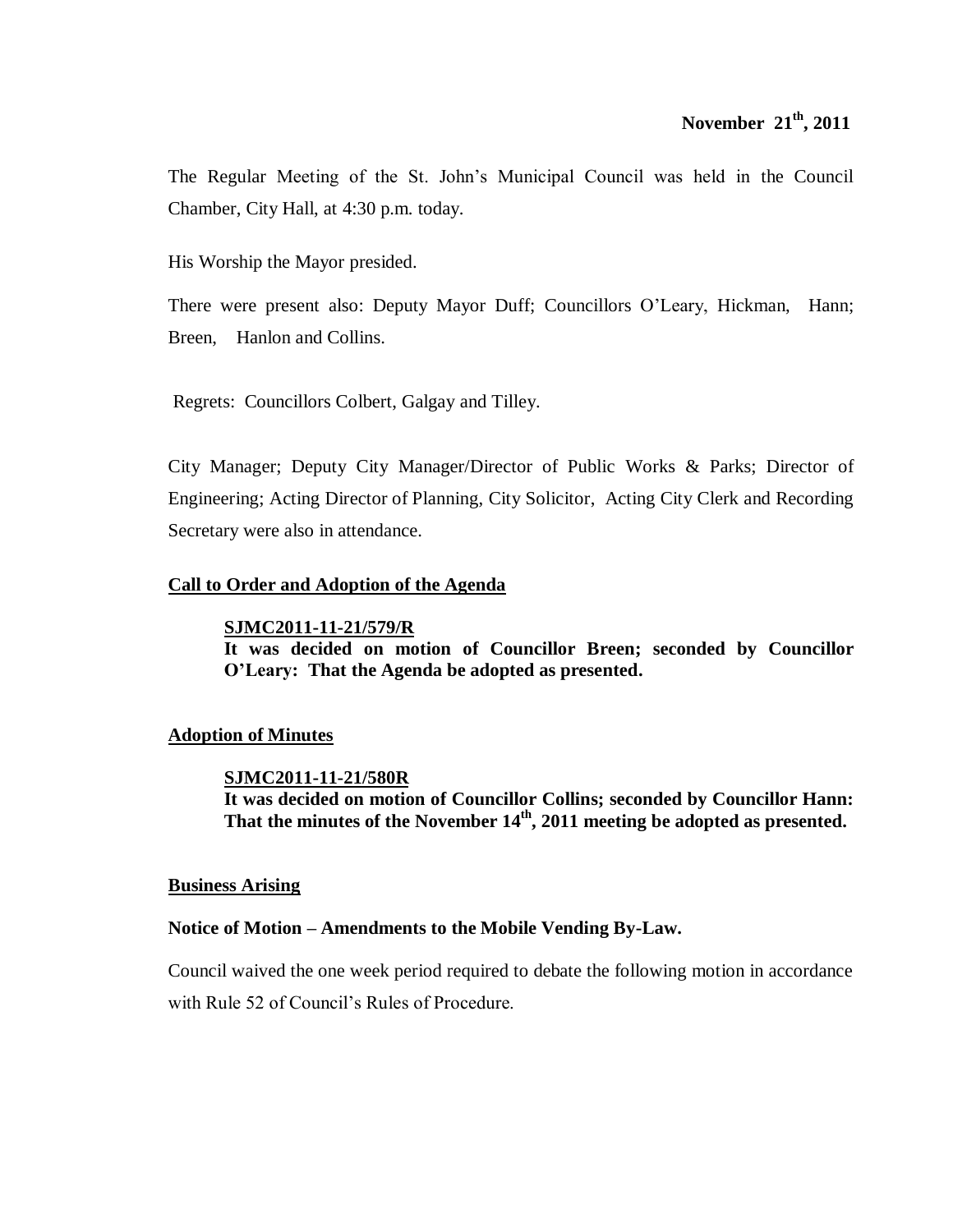**November 21th, 2011**

The Regular Meeting of the St. John's Municipal Council was held in the Council Chamber, City Hall, at 4:30 p.m. today.

His Worship the Mayor presided.

There were present also: Deputy Mayor Duff; Councillors O'Leary, Hickman, Hann; Breen, Hanlon and Collins.

Regrets: Councillors Colbert, Galgay and Tilley.

City Manager; Deputy City Manager/Director of Public Works & Parks; Director of Engineering; Acting Director of Planning, City Solicitor, Acting City Clerk and Recording Secretary were also in attendance.

## Call to Order and Adoption of the Agenda

**SJMC2011-11-21/579/R**
**It was decided on motion of Councillor Breen; seconded by Councillor O'Leary: That the Agenda be adopted as presented.**

## Adoption of Minutes

**SJMC2011-11-21/580R**
**It was decided on motion of Councillor Collins; seconded by Councillor Hann: That the minutes of the November 14th, 2011 meeting be adopted as presented.**

## Business Arising

**Notice of Motion – Amendments to the Mobile Vending By-Law.**

Council waived the one week period required to debate the following motion in accordance with Rule 52 of Council's Rules of Procedure.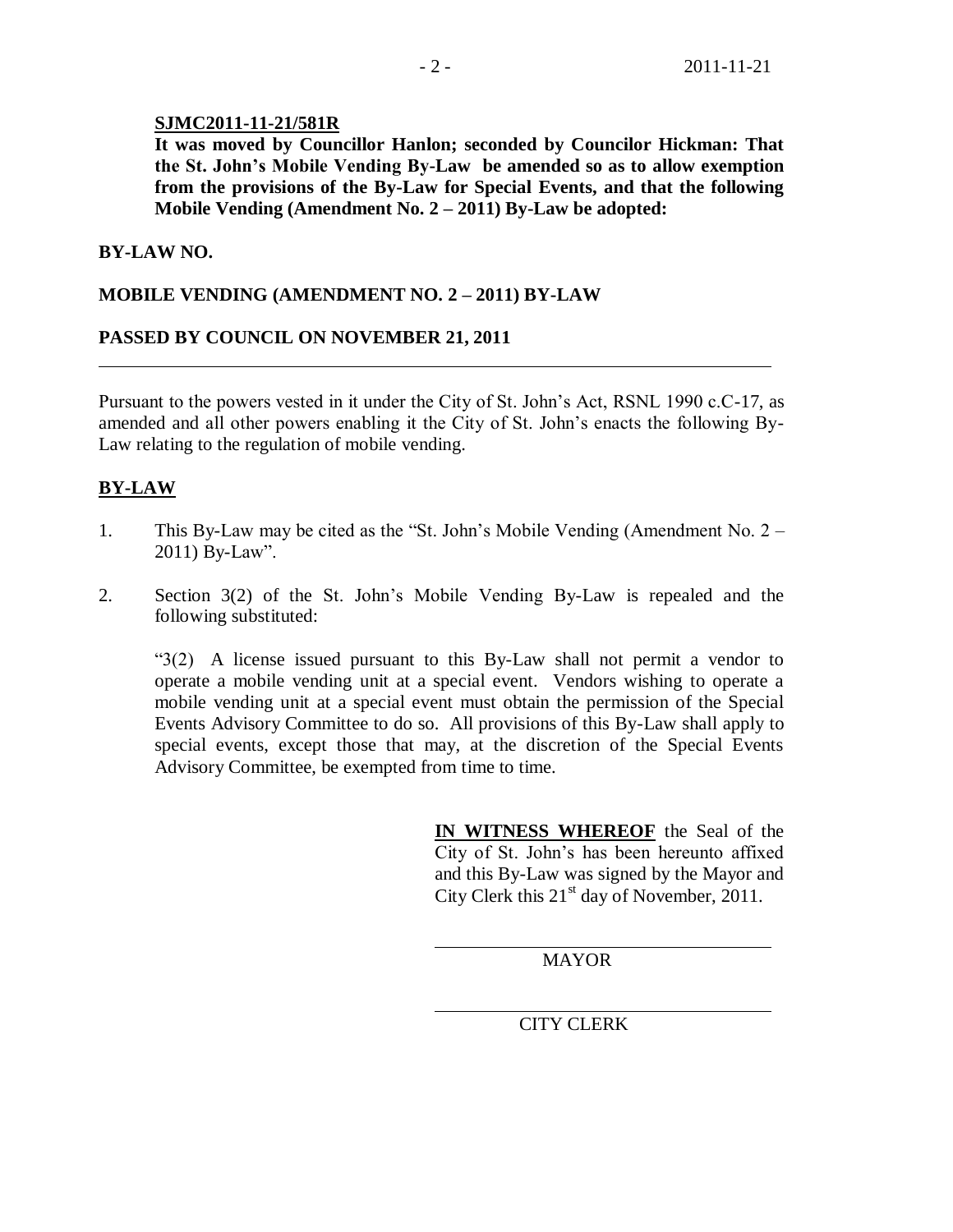**SJMC2011-11-21/581R**

**It was moved by Councillor Hanlon; seconded by Councilor Hickman: That the St. John's Mobile Vending By-Law be amended so as to allow exemption from the provisions of the By-Law for Special Events, and that the following Mobile Vending (Amendment No. 2 – 2011) By-Law be adopted:**

**BY-LAW NO.**

**MOBILE VENDING (AMENDMENT NO. 2 – 2011) BY-LAW**

**PASSED BY COUNCIL ON NOVEMBER 21, 2011**

---

Pursuant to the powers vested in it under the City of St. John's Act, RSNL 1990 c.C-17, as amended and all other powers enabling it the City of St. John's enacts the following By-Law relating to the regulation of mobile vending.

## BY-LAW

1. This By-Law may be cited as the "St. John's Mobile Vending (Amendment No. 2 – 2011) By-Law".

2. Section 3(2) of the St. John's Mobile Vending By-Law is repealed and the following substituted:

   "3(2) A license issued pursuant to this By-Law shall not permit a vendor to operate a mobile vending unit at a special event. Vendors wishing to operate a mobile vending unit at a special event must obtain the permission of the Special Events Advisory Committee to do so. All provisions of this By-Law shall apply to special events, except those that may, at the discretion of the Special Events Advisory Committee, be exempted from time to time.

**IN WITNESS WHEREOF** the Seal of the City of St. John's has been hereunto affixed and this By-Law was signed by the Mayor and City Clerk this 21st day of November, 2011.

MAYOR

CITY CLERK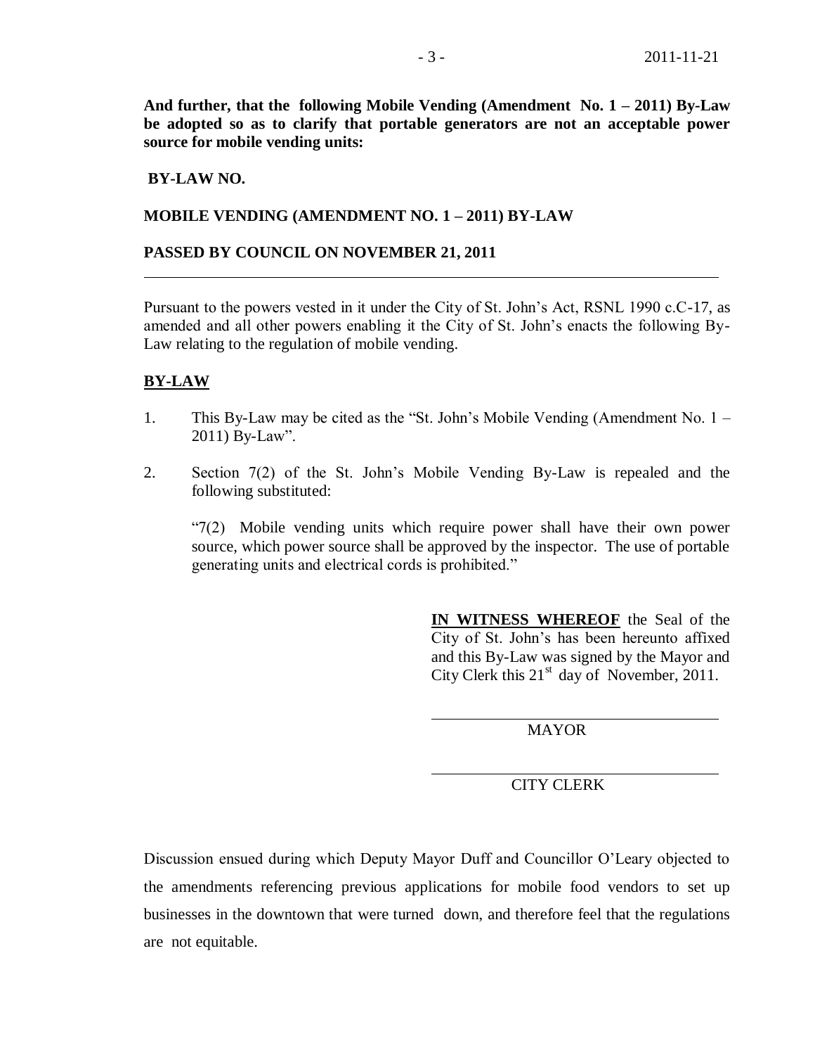**And further, that the following Mobile Vending (Amendment No. 1 – 2011) By-Law be adopted so as to clarify that portable generators are not an acceptable power source for mobile vending units:**

**BY-LAW NO.**

**MOBILE VENDING (AMENDMENT NO. 1 – 2011) BY-LAW**

**PASSED BY COUNCIL ON NOVEMBER 21, 2011**

---

Pursuant to the powers vested in it under the City of St. John's Act, RSNL 1990 c.C-17, as amended and all other powers enabling it the City of St. John's enacts the following By-Law relating to the regulation of mobile vending.

**BY-LAW**

1. This By-Law may be cited as the "St. John's Mobile Vending (Amendment No. 1 – 2011) By-Law".

2. Section 7(2) of the St. John's Mobile Vending By-Law is repealed and the following substituted:

   "7(2) Mobile vending units which require power shall have their own power source, which power source shall be approved by the inspector. The use of portable generating units and electrical cords is prohibited."

**IN WITNESS WHEREOF** the Seal of the City of St. John's has been hereunto affixed and this By-Law was signed by the Mayor and City Clerk this 21st day of November, 2011.

\_\_\_\_\_\_\_\_\_\_\_\_\_\_\_\_\_\_\_\_\_\_\_\_\_\_\_\_\_\_
MAYOR

\_\_\_\_\_\_\_\_\_\_\_\_\_\_\_\_\_\_\_\_\_\_\_\_\_\_\_\_\_\_
CITY CLERK

Discussion ensued during which Deputy Mayor Duff and Councillor O'Leary objected to the amendments referencing previous applications for mobile food vendors to set up businesses in the downtown that were turned down, and therefore feel that the regulations are not equitable.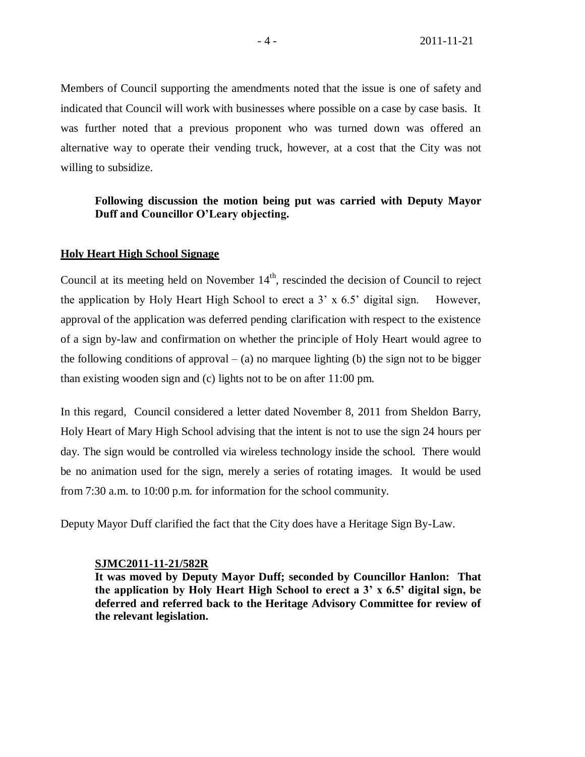Members of Council supporting the amendments noted that the issue is one of safety and indicated that Council will work with businesses where possible on a case by case basis. It was further noted that a previous proponent who was turned down was offered an alternative way to operate their vending truck, however, at a cost that the City was not willing to subsidize.

> **Following discussion the motion being put was carried with Deputy Mayor Duff and Councillor O'Leary objecting.**

## Holy Heart High School Signage

Council at its meeting held on November 14th, rescinded the decision of Council to reject the application by Holy Heart High School to erect a 3' x 6.5' digital sign. However, approval of the application was deferred pending clarification with respect to the existence of a sign by-law and confirmation on whether the principle of Holy Heart would agree to the following conditions of approval – (a) no marquee lighting (b) the sign not to be bigger than existing wooden sign and (c) lights not to be on after 11:00 pm.

In this regard, Council considered a letter dated November 8, 2011 from Sheldon Barry, Holy Heart of Mary High School advising that the intent is not to use the sign 24 hours per day. The sign would be controlled via wireless technology inside the school. There would be no animation used for the sign, merely a series of rotating images. It would be used from 7:30 a.m. to 10:00 p.m. for information for the school community.

Deputy Mayor Duff clarified the fact that the City does have a Heritage Sign By-Law.

> **SJMC2011-11-21/582R**
> **It was moved by Deputy Mayor Duff; seconded by Councillor Hanlon: That the application by Holy Heart High School to erect a 3' x 6.5' digital sign, be deferred and referred back to the Heritage Advisory Committee for review of the relevant legislation.**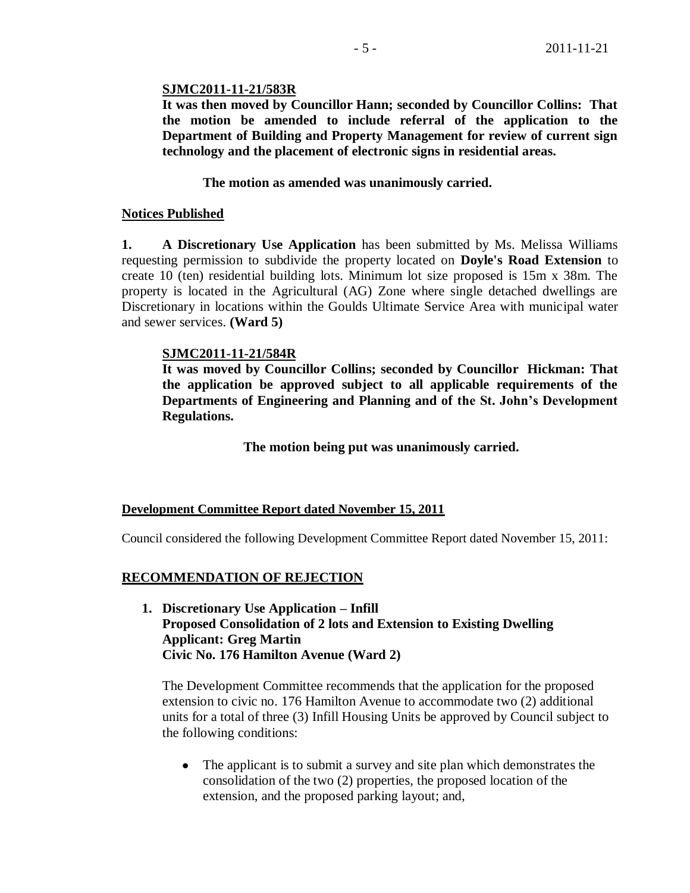**SJMC2011-11-21/583R**

**It was then moved by Councillor Hann; seconded by Councillor Collins: That the motion be amended to include referral of the application to the Department of Building and Property Management for review of current sign technology and the placement of electronic signs in residential areas.**

**The motion as amended was unanimously carried.**

**Notices Published**

**1. A Discretionary Use Application** has been submitted by Ms. Melissa Williams requesting permission to subdivide the property located on **Doyle's Road Extension** to create 10 (ten) residential building lots. Minimum lot size proposed is 15m x 38m. The property is located in the Agricultural (AG) Zone where single detached dwellings are Discretionary in locations within the Goulds Ultimate Service Area with municipal water and sewer services. **(Ward 5)**

**SJMC2011-11-21/584R**

**It was moved by Councillor Collins; seconded by Councillor Hickman: That the application be approved subject to all applicable requirements of the Departments of Engineering and Planning and of the St. John's Development Regulations.**

**The motion being put was unanimously carried.**

**Development Committee Report dated November 15, 2011**

Council considered the following Development Committee Report dated November 15, 2011:

**RECOMMENDATION OF REJECTION**

1. **Discretionary Use Application – Infill**
   **Proposed Consolidation of 2 lots and Extension to Existing Dwelling**
   **Applicant: Greg Martin**
   **Civic No. 176 Hamilton Avenue (Ward 2)**

   The Development Committee recommends that the application for the proposed extension to civic no. 176 Hamilton Avenue to accommodate two (2) additional units for a total of three (3) Infill Housing Units be approved by Council subject to the following conditions:

   - The applicant is to submit a survey and site plan which demonstrates the consolidation of the two (2) properties, the proposed location of the extension, and the proposed parking layout; and,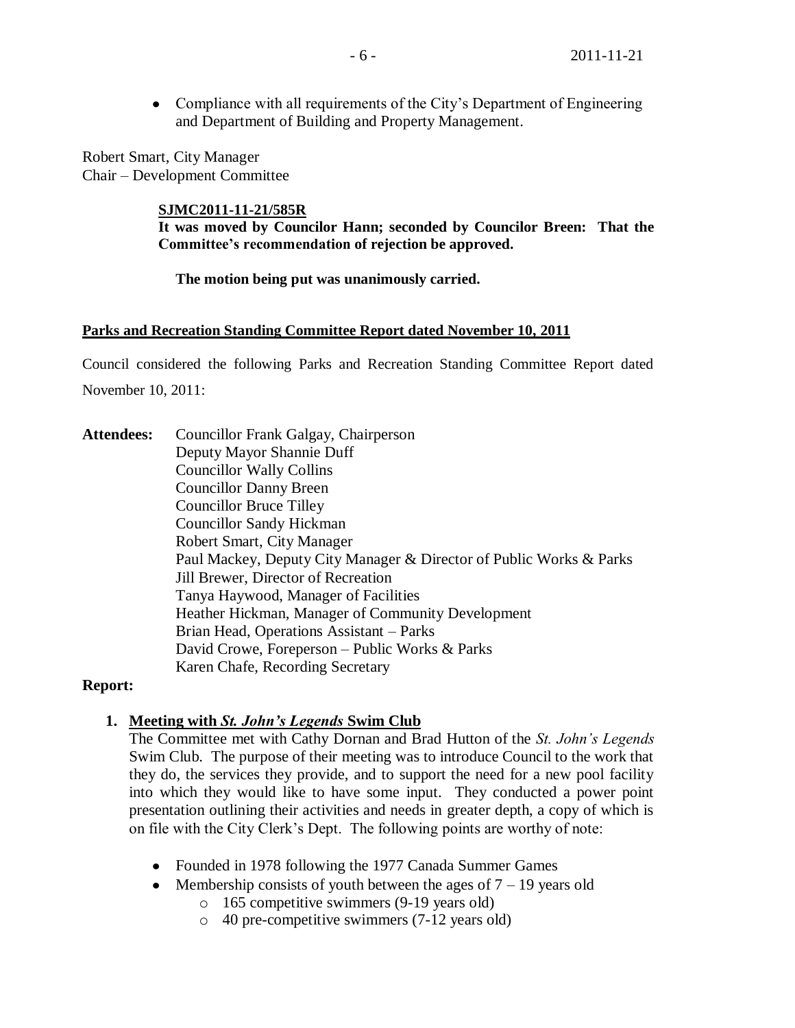- Compliance with all requirements of the City's Department of Engineering and Department of Building and Property Management.

Robert Smart, City Manager
Chair – Development Committee

**SJMC2011-11-21/585R**
**It was moved by Councilor Hann; seconded by Councilor Breen: That the Committee's recommendation of rejection be approved.**

**The motion being put was unanimously carried.**

**Parks and Recreation Standing Committee Report dated November 10, 2011**

Council considered the following Parks and Recreation Standing Committee Report dated November 10, 2011:

**Attendees:** Councillor Frank Galgay, Chairperson
Deputy Mayor Shannie Duff
Councillor Wally Collins
Councillor Danny Breen
Councillor Bruce Tilley
Councillor Sandy Hickman
Robert Smart, City Manager
Paul Mackey, Deputy City Manager & Director of Public Works & Parks
Jill Brewer, Director of Recreation
Tanya Haywood, Manager of Facilities
Heather Hickman, Manager of Community Development
Brian Head, Operations Assistant – Parks
David Crowe, Foreperson – Public Works & Parks
Karen Chafe, Recording Secretary

**Report:**

1. **Meeting with *St. John's Legends* Swim Club**
   The Committee met with Cathy Dornan and Brad Hutton of the *St. John's Legends* Swim Club. The purpose of their meeting was to introduce Council to the work that they do, the services they provide, and to support the need for a new pool facility into which they would like to have some input. They conducted a power point presentation outlining their activities and needs in greater depth, a copy of which is on file with the City Clerk's Dept. The following points are worthy of note:

   - Founded in 1978 following the 1977 Canada Summer Games
   - Membership consists of youth between the ages of 7 – 19 years old
     - 165 competitive swimmers (9-19 years old)
     - 40 pre-competitive swimmers (7-12 years old)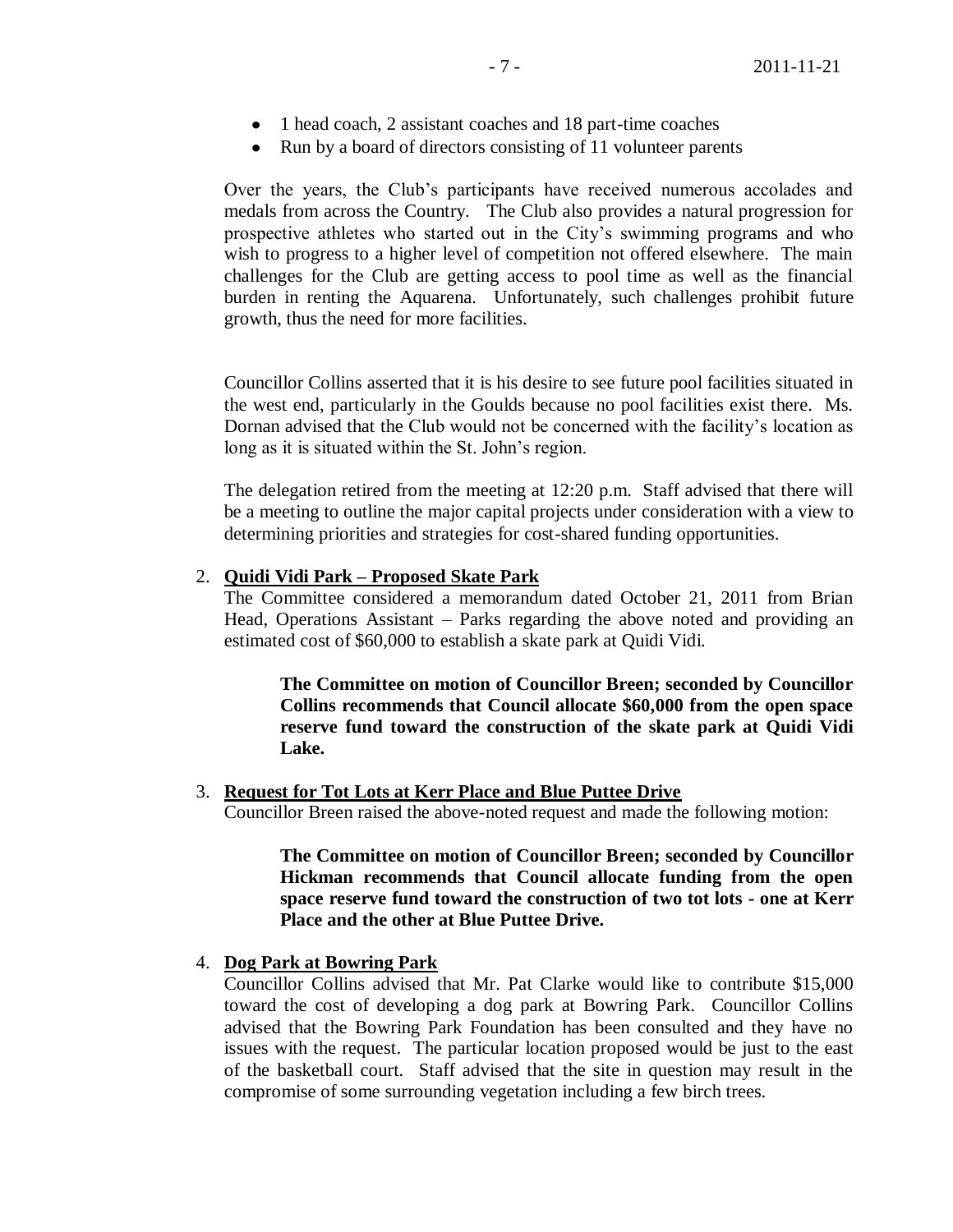- 1 head coach, 2 assistant coaches and 18 part-time coaches
- Run by a board of directors consisting of 11 volunteer parents

Over the years, the Club's participants have received numerous accolades and medals from across the Country. The Club also provides a natural progression for prospective athletes who started out in the City's swimming programs and who wish to progress to a higher level of competition not offered elsewhere. The main challenges for the Club are getting access to pool time as well as the financial burden in renting the Aquarena. Unfortunately, such challenges prohibit future growth, thus the need for more facilities.

Councillor Collins asserted that it is his desire to see future pool facilities situated in the west end, particularly in the Goulds because no pool facilities exist there. Ms. Dornan advised that the Club would not be concerned with the facility's location as long as it is situated within the St. John's region.

The delegation retired from the meeting at 12:20 p.m. Staff advised that there will be a meeting to outline the major capital projects under consideration with a view to determining priorities and strategies for cost-shared funding opportunities.

2. **Quidi Vidi Park – Proposed Skate Park**

   The Committee considered a memorandum dated October 21, 2011 from Brian Head, Operations Assistant – Parks regarding the above noted and providing an estimated cost of $60,000 to establish a skate park at Quidi Vidi.

   > **The Committee on motion of Councillor Breen; seconded by Councillor Collins recommends that Council allocate $60,000 from the open space reserve fund toward the construction of the skate park at Quidi Vidi Lake.**

3. **Request for Tot Lots at Kerr Place and Blue Puttee Drive**

   Councillor Breen raised the above-noted request and made the following motion:

   > **The Committee on motion of Councillor Breen; seconded by Councillor Hickman recommends that Council allocate funding from the open space reserve fund toward the construction of two tot lots - one at Kerr Place and the other at Blue Puttee Drive.**

4. **Dog Park at Bowring Park**

   Councillor Collins advised that Mr. Pat Clarke would like to contribute $15,000 toward the cost of developing a dog park at Bowring Park. Councillor Collins advised that the Bowring Park Foundation has been consulted and they have no issues with the request. The particular location proposed would be just to the east of the basketball court. Staff advised that the site in question may result in the compromise of some surrounding vegetation including a few birch trees.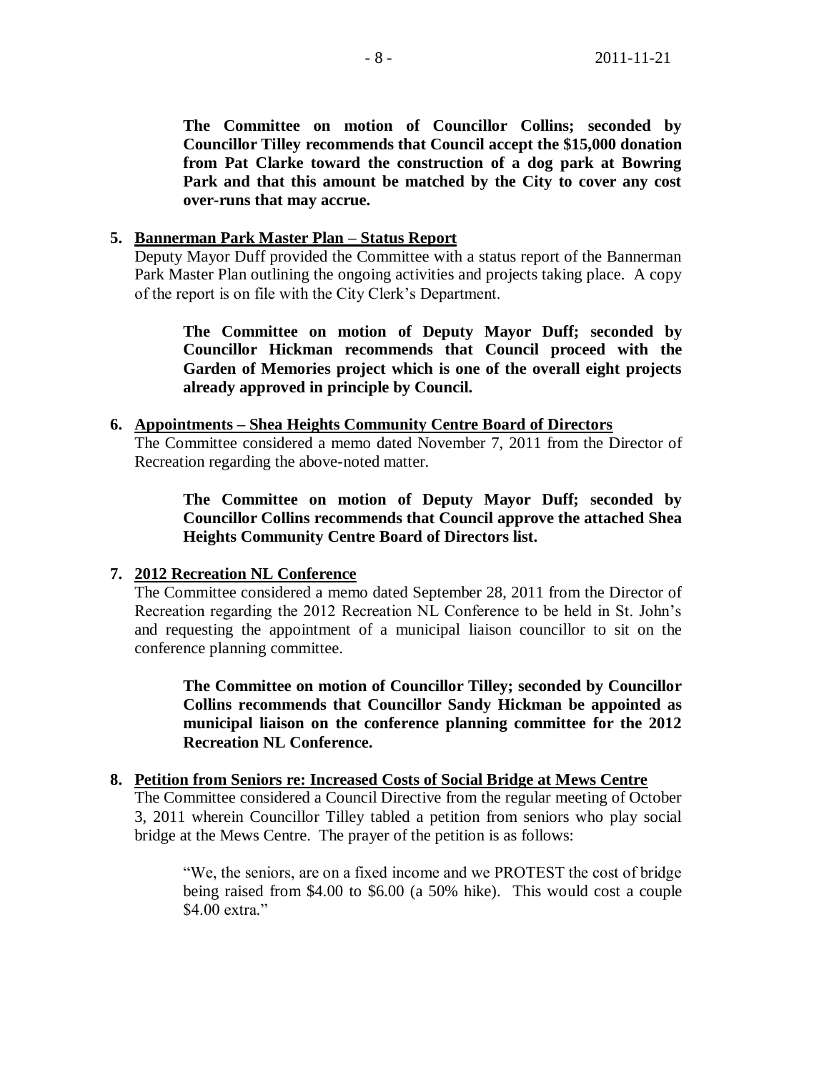**The Committee on motion of Councillor Collins; seconded by Councillor Tilley recommends that Council accept the $15,000 donation from Pat Clarke toward the construction of a dog park at Bowring Park and that this amount be matched by the City to cover any cost over-runs that may accrue.**

5. **Bannerman Park Master Plan – Status Report**
   Deputy Mayor Duff provided the Committee with a status report of the Bannerman Park Master Plan outlining the ongoing activities and projects taking place. A copy of the report is on file with the City Clerk's Department.

   **The Committee on motion of Deputy Mayor Duff; seconded by Councillor Hickman recommends that Council proceed with the Garden of Memories project which is one of the overall eight projects already approved in principle by Council.**

6. **Appointments – Shea Heights Community Centre Board of Directors**
   The Committee considered a memo dated November 7, 2011 from the Director of Recreation regarding the above-noted matter.

   **The Committee on motion of Deputy Mayor Duff; seconded by Councillor Collins recommends that Council approve the attached Shea Heights Community Centre Board of Directors list.**

7. **2012 Recreation NL Conference**
   The Committee considered a memo dated September 28, 2011 from the Director of Recreation regarding the 2012 Recreation NL Conference to be held in St. John's and requesting the appointment of a municipal liaison councillor to sit on the conference planning committee.

   **The Committee on motion of Councillor Tilley; seconded by Councillor Collins recommends that Councillor Sandy Hickman be appointed as municipal liaison on the conference planning committee for the 2012 Recreation NL Conference.**

8. **Petition from Seniors re: Increased Costs of Social Bridge at Mews Centre**
   The Committee considered a Council Directive from the regular meeting of October 3, 2011 wherein Councillor Tilley tabled a petition from seniors who play social bridge at the Mews Centre. The prayer of the petition is as follows:

   "We, the seniors, are on a fixed income and we PROTEST the cost of bridge being raised from $4.00 to $6.00 (a 50% hike). This would cost a couple $4.00 extra."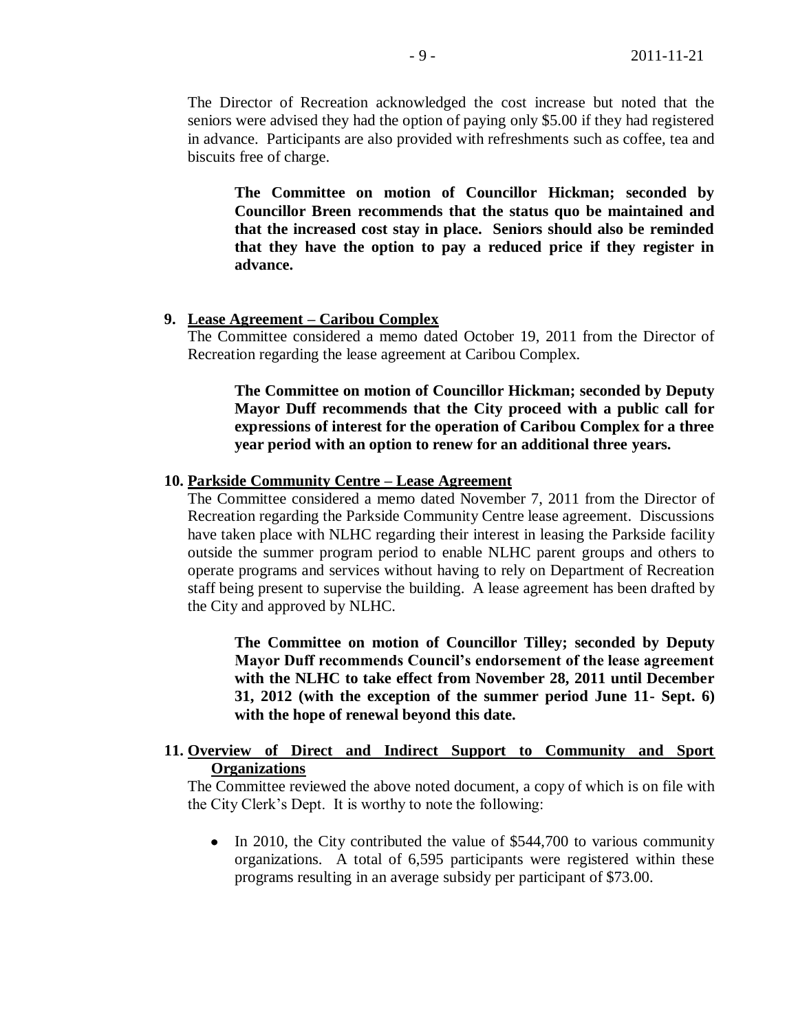The Director of Recreation acknowledged the cost increase but noted that the seniors were advised they had the option of paying only $5.00 if they had registered in advance. Participants are also provided with refreshments such as coffee, tea and biscuits free of charge.

> **The Committee on motion of Councillor Hickman; seconded by Councillor Breen recommends that the status quo be maintained and that the increased cost stay in place. Seniors should also be reminded that they have the option to pay a reduced price if they register in advance.**

**9. Lease Agreement – Caribou Complex**

The Committee considered a memo dated October 19, 2011 from the Director of Recreation regarding the lease agreement at Caribou Complex.

> **The Committee on motion of Councillor Hickman; seconded by Deputy Mayor Duff recommends that the City proceed with a public call for expressions of interest for the operation of Caribou Complex for a three year period with an option to renew for an additional three years.**

**10. Parkside Community Centre – Lease Agreement**

The Committee considered a memo dated November 7, 2011 from the Director of Recreation regarding the Parkside Community Centre lease agreement. Discussions have taken place with NLHC regarding their interest in leasing the Parkside facility outside the summer program period to enable NLHC parent groups and others to operate programs and services without having to rely on Department of Recreation staff being present to supervise the building. A lease agreement has been drafted by the City and approved by NLHC.

> **The Committee on motion of Councillor Tilley; seconded by Deputy Mayor Duff recommends Council's endorsement of the lease agreement with the NLHC to take effect from November 28, 2011 until December 31, 2012 (with the exception of the summer period June 11- Sept. 6) with the hope of renewal beyond this date.**

**11. Overview of Direct and Indirect Support to Community and Sport Organizations**

The Committee reviewed the above noted document, a copy of which is on file with the City Clerk's Dept. It is worthy to note the following:

- In 2010, the City contributed the value of $544,700 to various community organizations. A total of 6,595 participants were registered within these programs resulting in an average subsidy per participant of $73.00.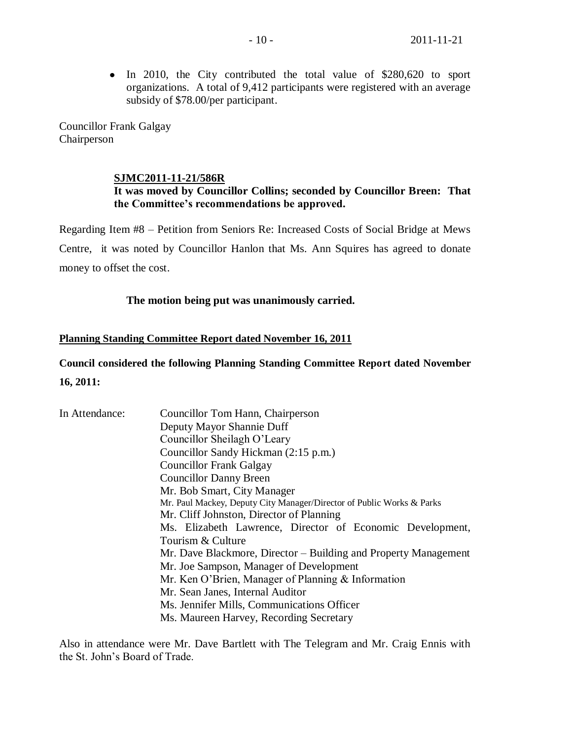- In 2010, the City contributed the total value of $280,620 to sport organizations. A total of 9,412 participants were registered with an average subsidy of $78.00/per participant.

Councillor Frank Galgay
Chairperson

**SJMC2011-11-21/586R**
**It was moved by Councillor Collins; seconded by Councillor Breen: That the Committee's recommendations be approved.**

Regarding Item #8 – Petition from Seniors Re: Increased Costs of Social Bridge at Mews Centre, it was noted by Councillor Hanlon that Ms. Ann Squires has agreed to donate money to offset the cost.

**The motion being put was unanimously carried.**

**Planning Standing Committee Report dated November 16, 2011**

**Council considered the following Planning Standing Committee Report dated November 16, 2011:**

In Attendance:
Councillor Tom Hann, Chairperson
Deputy Mayor Shannie Duff
Councillor Sheilagh O'Leary
Councillor Sandy Hickman (2:15 p.m.)
Councillor Frank Galgay
Councillor Danny Breen
Mr. Bob Smart, City Manager
Mr. Paul Mackey, Deputy City Manager/Director of Public Works & Parks
Mr. Cliff Johnston, Director of Planning
Ms. Elizabeth Lawrence, Director of Economic Development, Tourism & Culture
Mr. Dave Blackmore, Director – Building and Property Management
Mr. Joe Sampson, Manager of Development
Mr. Ken O'Brien, Manager of Planning & Information
Mr. Sean Janes, Internal Auditor
Ms. Jennifer Mills, Communications Officer
Ms. Maureen Harvey, Recording Secretary

Also in attendance were Mr. Dave Bartlett with The Telegram and Mr. Craig Ennis with the St. John's Board of Trade.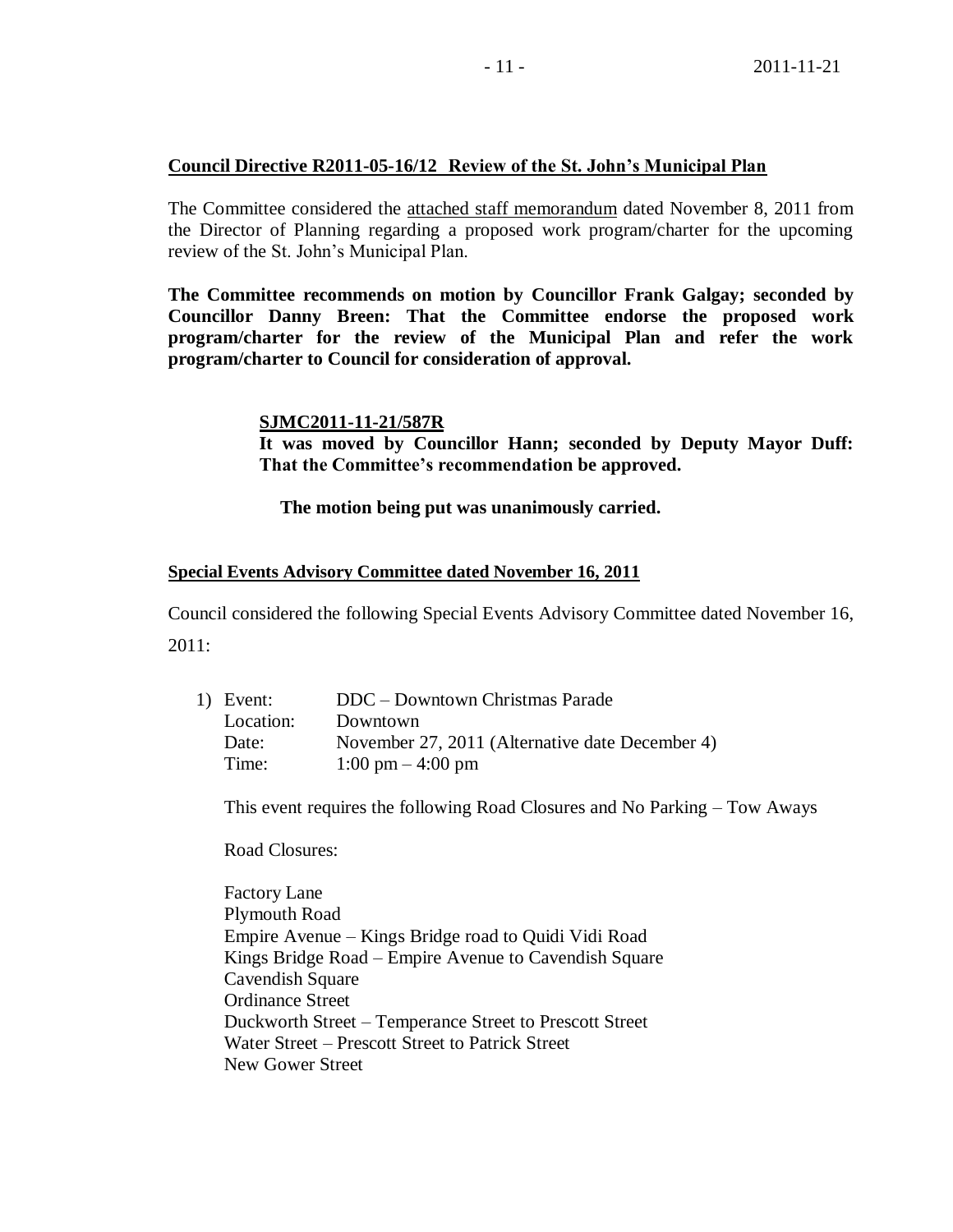**Council Directive R2011-05-16/12 Review of the St. John's Municipal Plan**

The Committee considered the attached staff memorandum dated November 8, 2011 from the Director of Planning regarding a proposed work program/charter for the upcoming review of the St. John's Municipal Plan.

**The Committee recommends on motion by Councillor Frank Galgay; seconded by Councillor Danny Breen: That the Committee endorse the proposed work program/charter for the review of the Municipal Plan and refer the work program/charter to Council for consideration of approval.**

**SJMC2011-11-21/587R**
**It was moved by Councillor Hann; seconded by Deputy Mayor Duff: That the Committee's recommendation be approved.**

**The motion being put was unanimously carried.**

**Special Events Advisory Committee dated November 16, 2011**

Council considered the following Special Events Advisory Committee dated November 16, 2011:

1) Event: DDC – Downtown Christmas Parade
   Location: Downtown
   Date: November 27, 2011 (Alternative date December 4)
   Time: 1:00 pm – 4:00 pm

   This event requires the following Road Closures and No Parking – Tow Aways

   Road Closures:

   Factory Lane
   Plymouth Road
   Empire Avenue – Kings Bridge road to Quidi Vidi Road
   Kings Bridge Road – Empire Avenue to Cavendish Square
   Cavendish Square
   Ordinance Street
   Duckworth Street – Temperance Street to Prescott Street
   Water Street – Prescott Street to Patrick Street
   New Gower Street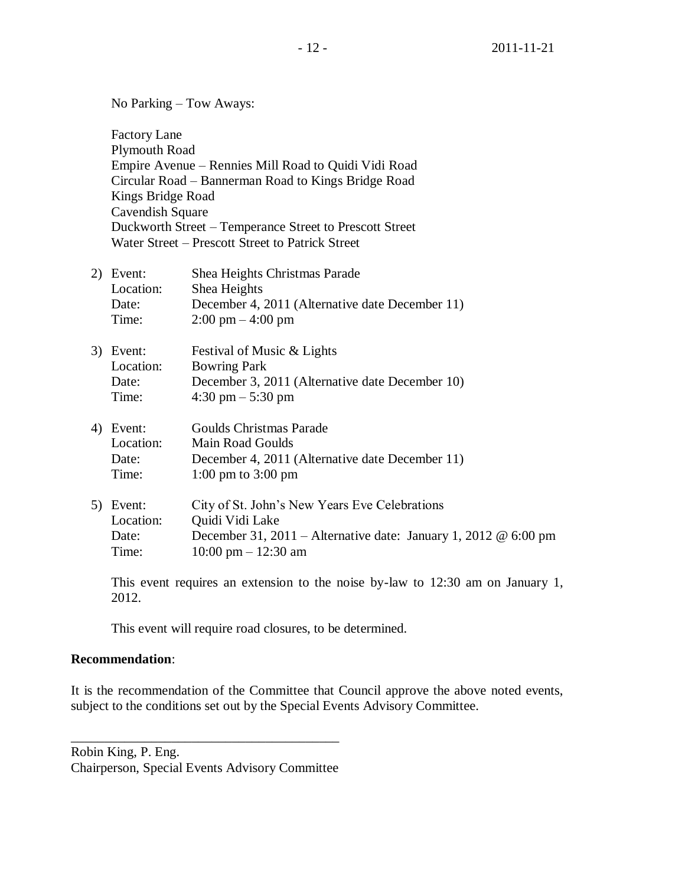No Parking – Tow Aways:

Factory Lane
Plymouth Road
Empire Avenue – Rennies Mill Road to Quidi Vidi Road
Circular Road – Bannerman Road to Kings Bridge Road
Kings Bridge Road
Cavendish Square
Duckworth Street – Temperance Street to Prescott Street
Water Street – Prescott Street to Patrick Street

2) Event: Shea Heights Christmas Parade
   Location: Shea Heights
   Date: December 4, 2011 (Alternative date December 11)
   Time: 2:00 pm – 4:00 pm

3) Event: Festival of Music & Lights
   Location: Bowring Park
   Date: December 3, 2011 (Alternative date December 10)
   Time: 4:30 pm – 5:30 pm

4) Event: Goulds Christmas Parade
   Location: Main Road Goulds
   Date: December 4, 2011 (Alternative date December 11)
   Time: 1:00 pm to 3:00 pm

5) Event: City of St. John's New Years Eve Celebrations
   Location: Quidi Vidi Lake
   Date: December 31, 2011 – Alternative date: January 1, 2012 @ 6:00 pm
   Time: 10:00 pm – 12:30 am

   This event requires an extension to the noise by-law to 12:30 am on January 1, 2012.

   This event will require road closures, to be determined.

**Recommendation**:

It is the recommendation of the Committee that Council approve the above noted events, subject to the conditions set out by the Special Events Advisory Committee.

\_\_\_\_\_\_\_\_\_\_\_\_\_\_\_\_\_\_\_\_\_\_\_\_\_\_\_\_\_\_\_\_\_\_\_\_\_\_\_\_

Robin King, P. Eng.
Chairperson, Special Events Advisory Committee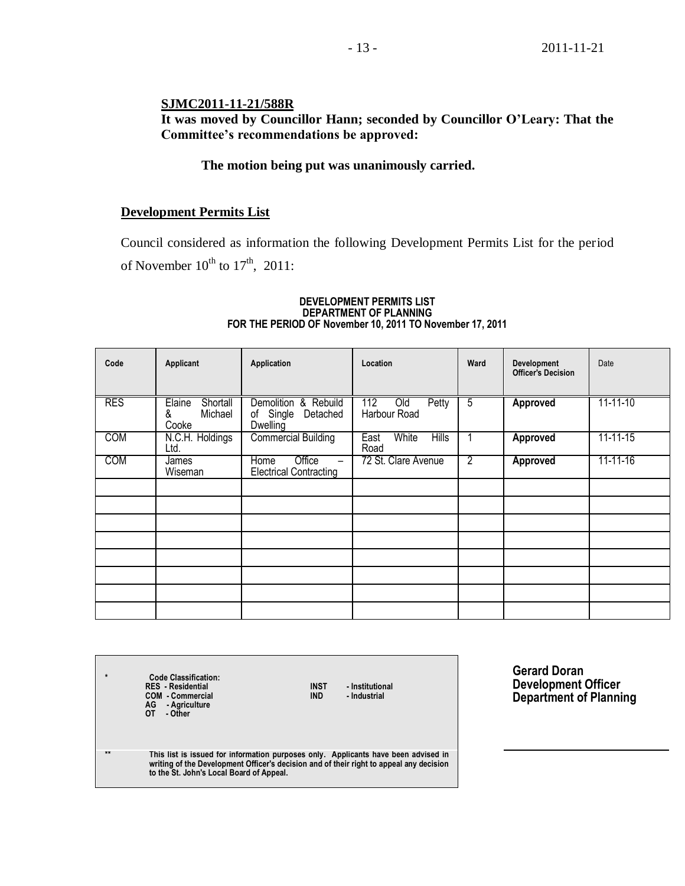**SJMC2011-11-21/588R**
**It was moved by Councillor Hann; seconded by Councillor O'Leary: That the Committee's recommendations be approved:**

**The motion being put was unanimously carried.**

## Development Permits List

Council considered as information the following Development Permits List for the period of November $10^{th}$ to $17^{th}$, 2011:

**DEVELOPMENT PERMITS LIST**
**DEPARTMENT OF PLANNING**
**FOR THE PERIOD OF November 10, 2011 TO November 17, 2011**

| Code | Applicant | Application | Location | Ward | Development Officer's Decision | Date |
|---|---|---|---|---|---|---|
| RES | Elaine Shortall & Michael Cooke | Demolition & Rebuild of Single Detached Dwelling | 112 Old Petty Harbour Road | 5 | **Approved** | 11-11-10 |
| COM | N.C.H. Holdings Ltd. | Commercial Building | East White Hills Road | 1 | **Approved** | 11-11-15 |
| COM | James Wiseman | Home Office – Electrical Contracting | 72 St. Clare Avenue | 2 | **Approved** | 11-11-16 |
| | | | | | | |
| | | | | | | |
| | | | | | | |
| | | | | | | |
| | | | | | | |
| | | | | | | |
| | | | | | | |
| | | | | | | |

\* **Code Classification:**
**RES - Residential**
**COM - Commercial**
**AG - Agriculture**
**OT - Other**
**INST - Institutional**
**IND - Industrial**

\*\* **This list is issued for information purposes only. Applicants have been advised in writing of the Development Officer's decision and of their right to appeal any decision to the St. John's Local Board of Appeal.**

**Gerard Doran**
**Development Officer**
**Department of Planning**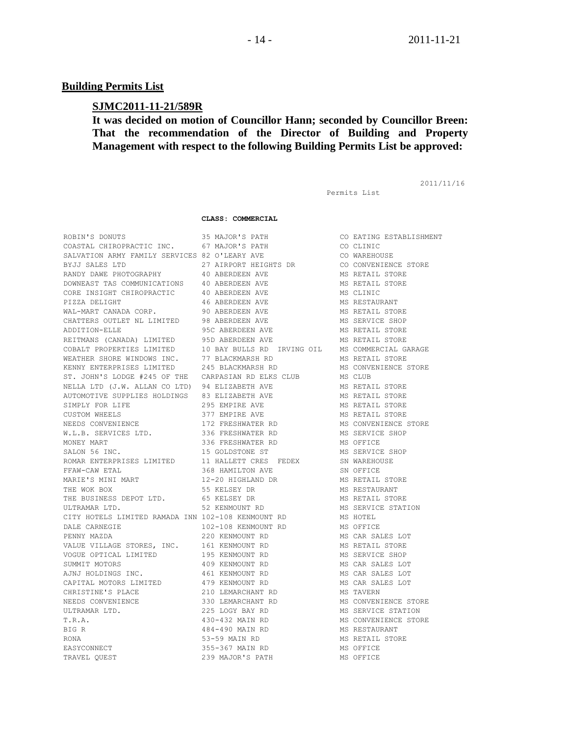## Building Permits List

**SJMC2011-11-21/589R**

**It was decided on motion of Councillor Hann; seconded by Councillor Breen: That the recommendation of the Director of Building and Property Management with respect to the following Building Permits List be approved:**

2011/11/16

Permits List

**CLASS: COMMERCIAL**

| | | |
|---|---|---|
| ROBIN'S DONUTS | 35 MAJOR'S PATH | CO EATING ESTABLISHMENT |
| COASTAL CHIROPRACTIC INC. | 67 MAJOR'S PATH | CO CLINIC |
| SALVATION ARMY FAMILY SERVICES | 82 O'LEARY AVE | CO WAREHOUSE |
| BYJJ SALES LTD | 27 AIRPORT HEIGHTS DR | CO CONVENIENCE STORE |
| RANDY DAWE PHOTOGRAPHY | 40 ABERDEEN AVE | MS RETAIL STORE |
| DOWNEAST TAS COMMUNICATIONS | 40 ABERDEEN AVE | MS RETAIL STORE |
| CORE INSIGHT CHIROPRACTIC | 40 ABERDEEN AVE | MS CLINIC |
| PIZZA DELIGHT | 46 ABERDEEN AVE | MS RESTAURANT |
| WAL-MART CANADA CORP. | 90 ABERDEEN AVE | MS RETAIL STORE |
| CHATTERS OUTLET NL LIMITED | 98 ABERDEEN AVE | MS SERVICE SHOP |
| ADDITION-ELLE | 95C ABERDEEN AVE | MS RETAIL STORE |
| REITMANS (CANADA) LIMITED | 95D ABERDEEN AVE | MS RETAIL STORE |
| COBALT PROPERTIES LIMITED | 10 BAY BULLS RD IRVING OIL | MS COMMERCIAL GARAGE |
| WEATHER SHORE WINDOWS INC. | 77 BLACKMARSH RD | MS RETAIL STORE |
| KENNY ENTERPRISES LIMITED | 245 BLACKMARSH RD | MS CONVENIENCE STORE |
| ST. JOHN'S LODGE #245 OF THE | CARPASIAN RD ELKS CLUB | MS CLUB |
| NELLA LTD (J.W. ALLAN CO LTD) | 94 ELIZABETH AVE | MS RETAIL STORE |
| AUTOMOTIVE SUPPLIES HOLDINGS | 83 ELIZABETH AVE | MS RETAIL STORE |
| SIMPLY FOR LIFE | 295 EMPIRE AVE | MS RETAIL STORE |
| CUSTOM WHEELS | 377 EMPIRE AVE | MS RETAIL STORE |
| NEEDS CONVENIENCE | 172 FRESHWATER RD | MS CONVENIENCE STORE |
| W.L.B. SERVICES LTD. | 336 FRESHWATER RD | MS SERVICE SHOP |
| MONEY MART | 336 FRESHWATER RD | MS OFFICE |
| SALON 56 INC. | 15 GOLDSTONE ST | MS SERVICE SHOP |
| ROMAR ENTERPRISES LIMITED | 11 HALLETT CRES FEDEX | SN WAREHOUSE |
| FFAW-CAW ETAL | 368 HAMILTON AVE | SN OFFICE |
| MARIE'S MINI MART | 12-20 HIGHLAND DR | MS RETAIL STORE |
| THE WOK BOX | 55 KELSEY DR | MS RESTAURANT |
| THE BUSINESS DEPOT LTD. | 65 KELSEY DR | MS RETAIL STORE |
| ULTRAMAR LTD. | 52 KENMOUNT RD | MS SERVICE STATION |
| CITY HOTELS LIMITED RAMADA INN | 102-108 KENMOUNT RD | MS HOTEL |
| DALE CARNEGIE | 102-108 KENMOUNT RD | MS OFFICE |
| PENNY MAZDA | 220 KENMOUNT RD | MS CAR SALES LOT |
| VALUE VILLAGE STORES, INC. | 161 KENMOUNT RD | MS RETAIL STORE |
| VOGUE OPTICAL LIMITED | 195 KENMOUNT RD | MS SERVICE SHOP |
| SUMMIT MOTORS | 409 KENMOUNT RD | MS CAR SALES LOT |
| AJNJ HOLDINGS INC. | 461 KENMOUNT RD | MS CAR SALES LOT |
| CAPITAL MOTORS LIMITED | 479 KENMOUNT RD | MS CAR SALES LOT |
| CHRISTINE'S PLACE | 210 LEMARCHANT RD | MS TAVERN |
| NEEDS CONVENIENCE | 330 LEMARCHANT RD | MS CONVENIENCE STORE |
| ULTRAMAR LTD. | 225 LOGY BAY RD | MS SERVICE STATION |
| T.R.A. | 430-432 MAIN RD | MS CONVENIENCE STORE |
| BIG R | 484-490 MAIN RD | MS RESTAURANT |
| RONA | 53-59 MAIN RD | MS RETAIL STORE |
| EASYCONNECT | 355-367 MAIN RD | MS OFFICE |
| TRAVEL QUEST | 239 MAJOR'S PATH | MS OFFICE |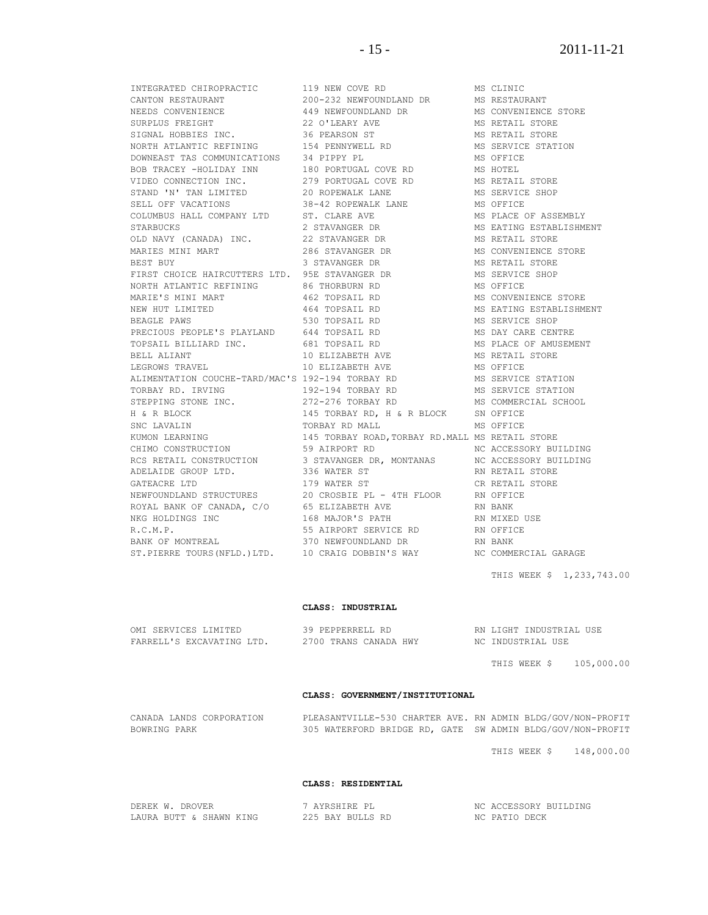| | | |
|---|---|---|
| INTEGRATED CHIROPRACTIC | 119 NEW COVE RD | MS CLINIC |
| CANTON RESTAURANT | 200-232 NEWFOUNDLAND DR | MS RESTAURANT |
| NEEDS CONVENIENCE | 449 NEWFOUNDLAND DR | MS CONVENIENCE STORE |
| SURPLUS FREIGHT | 22 O'LEARY AVE | MS RETAIL STORE |
| SIGNAL HOBBIES INC. | 36 PEARSON ST | MS RETAIL STORE |
| NORTH ATLANTIC REFINING | 154 PENNYWELL RD | MS SERVICE STATION |
| DOWNEAST TAS COMMUNICATIONS | 34 PIPPY PL | MS OFFICE |
| BOB TRACEY -HOLIDAY INN | 180 PORTUGAL COVE RD | MS HOTEL |
| VIDEO CONNECTION INC. | 279 PORTUGAL COVE RD | MS RETAIL STORE |
| STAND 'N' TAN LIMITED | 20 ROPEWALK LANE | MS SERVICE SHOP |
| SELL OFF VACATIONS | 38-42 ROPEWALK LANE | MS OFFICE |
| COLUMBUS HALL COMPANY LTD | ST. CLARE AVE | MS PLACE OF ASSEMBLY |
| STARBUCKS | 2 STAVANGER DR | MS EATING ESTABLISHMENT |
| OLD NAVY (CANADA) INC. | 22 STAVANGER DR | MS RETAIL STORE |
| MARIES MINI MART | 286 STAVANGER DR | MS CONVENIENCE STORE |
| BEST BUY | 3 STAVANGER DR | MS RETAIL STORE |
| FIRST CHOICE HAIRCUTTERS LTD. | 95E STAVANGER DR | MS SERVICE SHOP |
| NORTH ATLANTIC REFINING | 86 THORBURN RD | MS OFFICE |
| MARIE'S MINI MART | 462 TOPSAIL RD | MS CONVENIENCE STORE |
| NEW HUT LIMITED | 464 TOPSAIL RD | MS EATING ESTABLISHMENT |
| BEAGLE PAWS | 530 TOPSAIL RD | MS SERVICE SHOP |
| PRECIOUS PEOPLE'S PLAYLAND | 644 TOPSAIL RD | MS DAY CARE CENTRE |
| TOPSAIL BILLIARD INC. | 681 TOPSAIL RD | MS PLACE OF AMUSEMENT |
| BELL ALIANT | 10 ELIZABETH AVE | MS RETAIL STORE |
| LEGROWS TRAVEL | 10 ELIZABETH AVE | MS OFFICE |
| ALIMENTATION COUCHE-TARD/MAC'S | 192-194 TORBAY RD | MS SERVICE STATION |
| TORBAY RD. IRVING | 192-194 TORBAY RD | MS SERVICE STATION |
| STEPPING STONE INC. | 272-276 TORBAY RD | MS COMMERCIAL SCHOOL |
| H & R BLOCK | 145 TORBAY RD, H & R BLOCK | SN OFFICE |
| SNC LAVALIN | TORBAY RD MALL | MS OFFICE |
| KUMON LEARNING | 145 TORBAY ROAD,TORBAY RD.MALL | MS RETAIL STORE |
| CHIMO CONSTRUCTION | 59 AIRPORT RD | NC ACCESSORY BUILDING |
| RCS RETAIL CONSTRUCTION | 3 STAVANGER DR, MONTANAS | NC ACCESSORY BUILDING |
| ADELAIDE GROUP LTD. | 336 WATER ST | RN RETAIL STORE |
| GATEACRE LTD | 179 WATER ST | CR RETAIL STORE |
| NEWFOUNDLAND STRUCTURES | 20 CROSBIE PL - 4TH FLOOR | RN OFFICE |
| ROYAL BANK OF CANADA, C/O | 65 ELIZABETH AVE | RN BANK |
| NKG HOLDINGS INC | 168 MAJOR'S PATH | RN MIXED USE |
| R.C.M.P. | 55 AIRPORT SERVICE RD | RN OFFICE |
| BANK OF MONTREAL | 370 NEWFOUNDLAND DR | RN BANK |
| ST.PIERRE TOURS(NFLD.)LTD. | 10 CRAIG DOBBIN'S WAY | NC COMMERCIAL GARAGE |

THIS WEEK $ 1,233,743.00

**CLASS: INDUSTRIAL**

| | | |
|---|---|---|
| OMI SERVICES LIMITED | 39 PEPPERRELL RD | RN LIGHT INDUSTRIAL USE |
| FARRELL'S EXCAVATING LTD. | 2700 TRANS CANADA HWY | NC INDUSTRIAL USE |

THIS WEEK $ 105,000.00

**CLASS: GOVERNMENT/INSTITUTIONAL**

| | | |
|---|---|---|
| CANADA LANDS CORPORATION | PLEASANTVILLE-530 CHARTER AVE. | RN ADMIN BLDG/GOV/NON-PROFIT |
| BOWRING PARK | 305 WATERFORD BRIDGE RD, GATE | SW ADMIN BLDG/GOV/NON-PROFIT |

THIS WEEK $ 148,000.00

**CLASS: RESIDENTIAL**

| | | |
|---|---|---|
| DEREK W. DROVER | 7 AYRSHIRE PL | NC ACCESSORY BUILDING |
| LAURA BUTT & SHAWN KING | 225 BAY BULLS RD | NC PATIO DECK |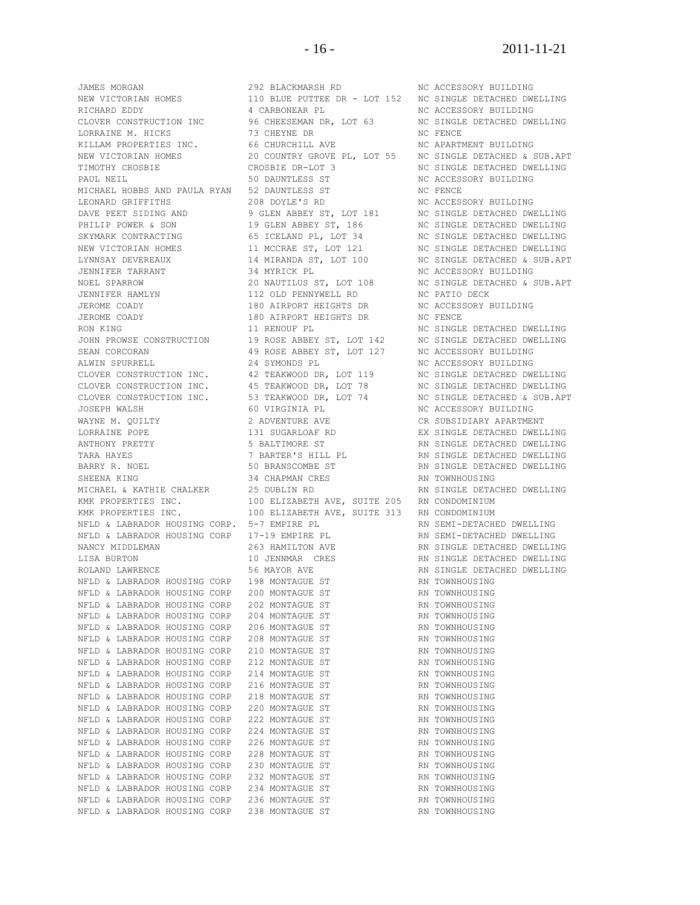| | | |
|---|---|---|
| JAMES MORGAN | 292 BLACKMARSH RD | NC ACCESSORY BUILDING |
| NEW VICTORIAN HOMES | 110 BLUE PUTTEE DR - LOT 152 | NC SINGLE DETACHED DWELLING |
| RICHARD EDDY | 4 CARBONEAR PL | NC ACCESSORY BUILDING |
| CLOVER CONSTRUCTION INC | 96 CHEESEMAN DR, LOT 63 | NC SINGLE DETACHED DWELLING |
| LORRAINE M. HICKS | 73 CHEYNE DR | NC FENCE |
| KILLAM PROPERTIES INC. | 66 CHURCHILL AVE | NC APARTMENT BUILDING |
| NEW VICTORIAN HOMES | 20 COUNTRY GROVE PL, LOT 55 | NC SINGLE DETACHED & SUB.APT |
| TIMOTHY CROSBIE | CROSBIE DR-LOT 3 | NC SINGLE DETACHED DWELLING |
| PAUL NEIL | 50 DAUNTLESS ST | NC ACCESSORY BUILDING |
| MICHAEL HOBBS AND PAULA RYAN | 52 DAUNTLESS ST | NC FENCE |
| LEONARD GRIFFITHS | 208 DOYLE'S RD | NC ACCESSORY BUILDING |
| DAVE PEET SIDING AND | 9 GLEN ABBEY ST, LOT 181 | NC SINGLE DETACHED DWELLING |
| PHILIP POWER & SON | 19 GLEN ABBEY ST, 186 | NC SINGLE DETACHED DWELLING |
| SKYMARK CONTRACTING | 65 ICELAND PL, LOT 34 | NC SINGLE DETACHED DWELLING |
| NEW VICTORIAN HOMES | 11 MCCRAE ST, LOT 121 | NC SINGLE DETACHED DWELLING |
| LYNNSAY DEVEREAUX | 14 MIRANDA ST, LOT 100 | NC SINGLE DETACHED & SUB.APT |
| JENNIFER TARRANT | 34 MYRICK PL | NC ACCESSORY BUILDING |
| NOEL SPARROW | 20 NAUTILUS ST, LOT 108 | NC SINGLE DETACHED & SUB.APT |
| JENNIFER HAMLYN | 112 OLD PENNYWELL RD | NC PATIO DECK |
| JEROME COADY | 180 AIRPORT HEIGHTS DR | NC ACCESSORY BUILDING |
| JEROME COADY | 180 AIRPORT HEIGHTS DR | NC FENCE |
| RON KING | 11 RENOUF PL | NC SINGLE DETACHED DWELLING |
| JOHN PROWSE CONSTRUCTION | 19 ROSE ABBEY ST, LOT 142 | NC SINGLE DETACHED DWELLING |
| SEAN CORCORAN | 49 ROSE ABBEY ST, LOT 127 | NC ACCESSORY BUILDING |
| ALWIN SPURRELL | 24 SYMONDS PL | NC ACCESSORY BUILDING |
| CLOVER CONSTRUCTION INC. | 42 TEAKWOOD DR, LOT 119 | NC SINGLE DETACHED DWELLING |
| CLOVER CONSTRUCTION INC. | 45 TEAKWOOD DR, LOT 78 | NC SINGLE DETACHED DWELLING |
| CLOVER CONSTRUCTION INC. | 53 TEAKWOOD DR, LOT 74 | NC SINGLE DETACHED & SUB.APT |
| JOSEPH WALSH | 60 VIRGINIA PL | NC ACCESSORY BUILDING |
| WAYNE M. QUILTY | 2 ADVENTURE AVE | CR SUBSIDIARY APARTMENT |
| LORRAINE POPE | 131 SUGARLOAF RD | EX SINGLE DETACHED DWELLING |
| ANTHONY PRETTY | 5 BALTIMORE ST | RN SINGLE DETACHED DWELLING |
| TARA HAYES | 7 BARTER'S HILL PL | RN SINGLE DETACHED DWELLING |
| BARRY R. NOEL | 50 BRANSCOMBE ST | RN SINGLE DETACHED DWELLING |
| SHEENA KING | 34 CHAPMAN CRES | RN TOWNHOUSING |
| MICHAEL & KATHIE CHALKER | 25 DUBLIN RD | RN SINGLE DETACHED DWELLING |
| KMK PROPERTIES INC. | 100 ELIZABETH AVE, SUITE 205 | RN CONDOMINIUM |
| KMK PROPERTIES INC. | 100 ELIZABETH AVE, SUITE 313 | RN CONDOMINIUM |
| NFLD & LABRADOR HOUSING CORP. | 5-7 EMPIRE PL | RN SEMI-DETACHED DWELLING |
| NFLD & LABRADOR HOUSING CORP | 17-19 EMPIRE PL | RN SEMI-DETACHED DWELLING |
| NANCY MIDDLEMAN | 263 HAMILTON AVE | RN SINGLE DETACHED DWELLING |
| LISA BURTON | 10 JENNMAR CRES | RN SINGLE DETACHED DWELLING |
| ROLAND LAWRENCE | 56 MAYOR AVE | RN SINGLE DETACHED DWELLING |
| NFLD & LABRADOR HOUSING CORP | 198 MONTAGUE ST | RN TOWNHOUSING |
| NFLD & LABRADOR HOUSING CORP | 200 MONTAGUE ST | RN TOWNHOUSING |
| NFLD & LABRADOR HOUSING CORP | 202 MONTAGUE ST | RN TOWNHOUSING |
| NFLD & LABRADOR HOUSING CORP | 204 MONTAGUE ST | RN TOWNHOUSING |
| NFLD & LABRADOR HOUSING CORP | 206 MONTAGUE ST | RN TOWNHOUSING |
| NFLD & LABRADOR HOUSING CORP | 208 MONTAGUE ST | RN TOWNHOUSING |
| NFLD & LABRADOR HOUSING CORP | 210 MONTAGUE ST | RN TOWNHOUSING |
| NFLD & LABRADOR HOUSING CORP | 212 MONTAGUE ST | RN TOWNHOUSING |
| NFLD & LABRADOR HOUSING CORP | 214 MONTAGUE ST | RN TOWNHOUSING |
| NFLD & LABRADOR HOUSING CORP | 216 MONTAGUE ST | RN TOWNHOUSING |
| NFLD & LABRADOR HOUSING CORP | 218 MONTAGUE ST | RN TOWNHOUSING |
| NFLD & LABRADOR HOUSING CORP | 220 MONTAGUE ST | RN TOWNHOUSING |
| NFLD & LABRADOR HOUSING CORP | 222 MONTAGUE ST | RN TOWNHOUSING |
| NFLD & LABRADOR HOUSING CORP | 224 MONTAGUE ST | RN TOWNHOUSING |
| NFLD & LABRADOR HOUSING CORP | 226 MONTAGUE ST | RN TOWNHOUSING |
| NFLD & LABRADOR HOUSING CORP | 228 MONTAGUE ST | RN TOWNHOUSING |
| NFLD & LABRADOR HOUSING CORP | 230 MONTAGUE ST | RN TOWNHOUSING |
| NFLD & LABRADOR HOUSING CORP | 232 MONTAGUE ST | RN TOWNHOUSING |
| NFLD & LABRADOR HOUSING CORP | 234 MONTAGUE ST | RN TOWNHOUSING |
| NFLD & LABRADOR HOUSING CORP | 236 MONTAGUE ST | RN TOWNHOUSING |
| NFLD & LABRADOR HOUSING CORP | 238 MONTAGUE ST | RN TOWNHOUSING |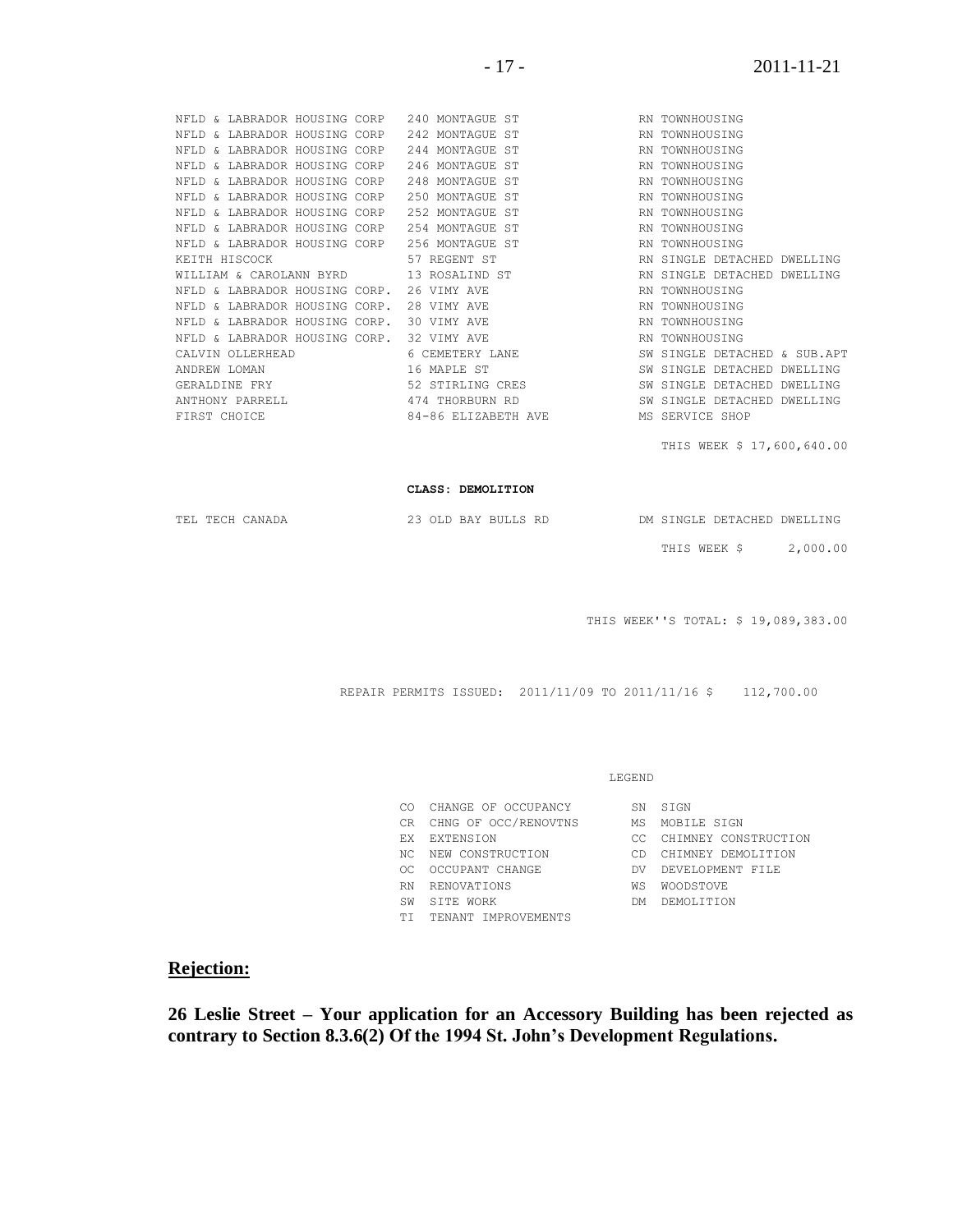| | | |
|---|---|---|
| NFLD & LABRADOR HOUSING CORP | 240 MONTAGUE ST | RN TOWNHOUSING |
| NFLD & LABRADOR HOUSING CORP | 242 MONTAGUE ST | RN TOWNHOUSING |
| NFLD & LABRADOR HOUSING CORP | 244 MONTAGUE ST | RN TOWNHOUSING |
| NFLD & LABRADOR HOUSING CORP | 246 MONTAGUE ST | RN TOWNHOUSING |
| NFLD & LABRADOR HOUSING CORP | 248 MONTAGUE ST | RN TOWNHOUSING |
| NFLD & LABRADOR HOUSING CORP | 250 MONTAGUE ST | RN TOWNHOUSING |
| NFLD & LABRADOR HOUSING CORP | 252 MONTAGUE ST | RN TOWNHOUSING |
| NFLD & LABRADOR HOUSING CORP | 254 MONTAGUE ST | RN TOWNHOUSING |
| NFLD & LABRADOR HOUSING CORP | 256 MONTAGUE ST | RN TOWNHOUSING |
| KEITH HISCOCK | 57 REGENT ST | RN SINGLE DETACHED DWELLING |
| WILLIAM & CAROLANN BYRD | 13 ROSALIND ST | RN SINGLE DETACHED DWELLING |
| NFLD & LABRADOR HOUSING CORP. | 26 VIMY AVE | RN TOWNHOUSING |
| NFLD & LABRADOR HOUSING CORP. | 28 VIMY AVE | RN TOWNHOUSING |
| NFLD & LABRADOR HOUSING CORP. | 30 VIMY AVE | RN TOWNHOUSING |
| NFLD & LABRADOR HOUSING CORP. | 32 VIMY AVE | RN TOWNHOUSING |
| CALVIN OLLERHEAD | 6 CEMETERY LANE | SW SINGLE DETACHED & SUB.APT |
| ANDREW LOMAN | 16 MAPLE ST | SW SINGLE DETACHED DWELLING |
| GERALDINE FRY | 52 STIRLING CRES | SW SINGLE DETACHED DWELLING |
| ANTHONY PARRELL | 474 THORBURN RD | SW SINGLE DETACHED DWELLING |
| FIRST CHOICE | 84-86 ELIZABETH AVE | MS SERVICE SHOP |

THIS WEEK $ 17,600,640.00

**CLASS: DEMOLITION**

| | | |
|---|---|---|
| TEL TECH CANADA | 23 OLD BAY BULLS RD | DM SINGLE DETACHED DWELLING |

THIS WEEK $ 2,000.00

THIS WEEK''S TOTAL: $ 19,089,383.00

REPAIR PERMITS ISSUED: 2011/11/09 TO 2011/11/16 $ 112,700.00

LEGEND

| | | | |
|---|---|---|---|
| CO | CHANGE OF OCCUPANCY | SN | SIGN |
| CR | CHNG OF OCC/RENOVTNS | MS | MOBILE SIGN |
| EX | EXTENSION | CC | CHIMNEY CONSTRUCTION |
| NC | NEW CONSTRUCTION | CD | CHIMNEY DEMOLITION |
| OC | OCCUPANT CHANGE | DV | DEVELOPMENT FILE |
| RN | RENOVATIONS | WS | WOODSTOVE |
| SW | SITE WORK | DM | DEMOLITION |
| TI | TENANT IMPROVEMENTS | | |

## Rejection:

**26 Leslie Street – Your application for an Accessory Building has been rejected as contrary to Section 8.3.6(2) Of the 1994 St. John's Development Regulations.**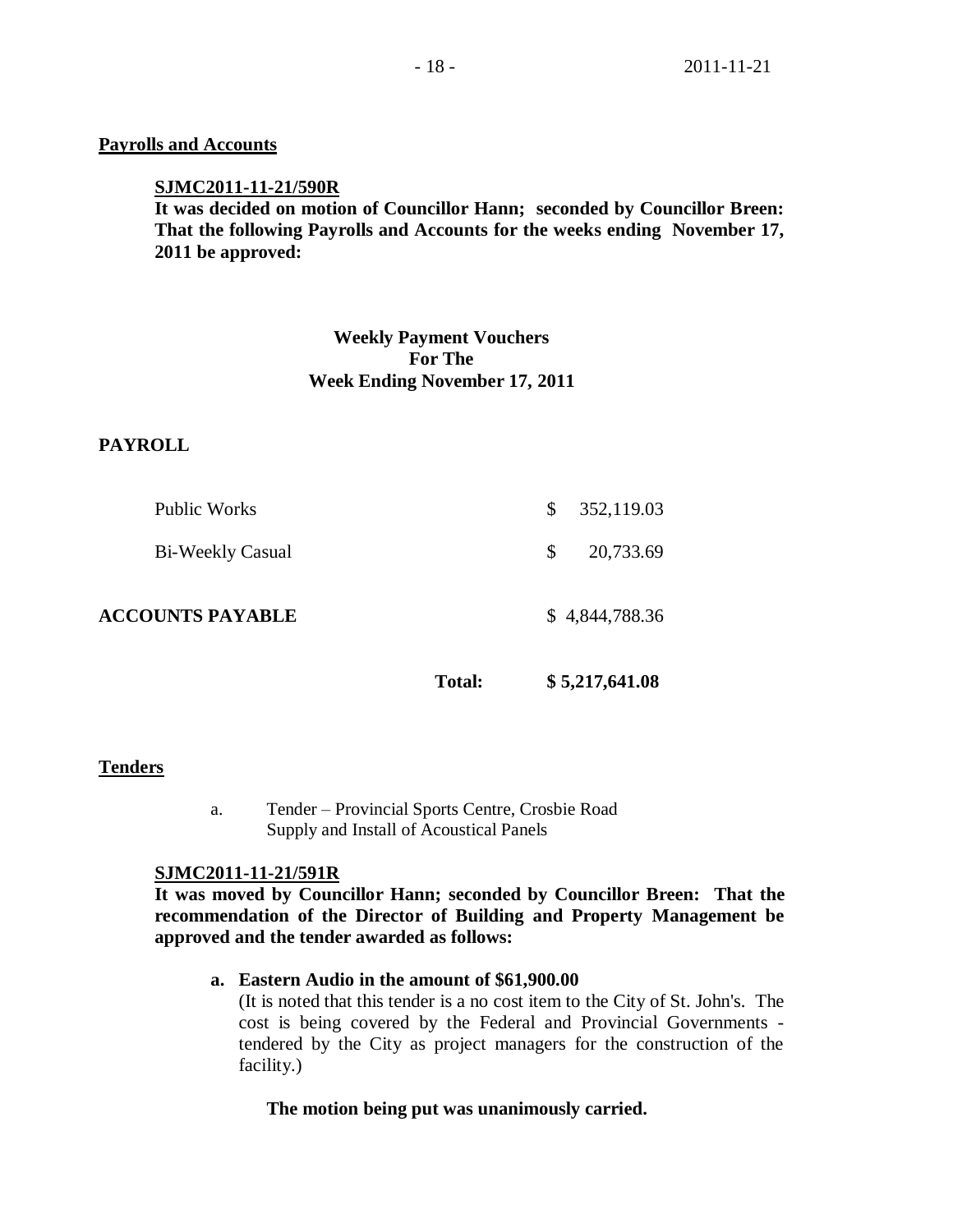**Payrolls and Accounts**

**SJMC2011-11-21/590R**
**It was decided on motion of Councillor Hann; seconded by Councillor Breen: That the following Payrolls and Accounts for the weeks ending November 17, 2011 be approved:**

**Weekly Payment Vouchers**
**For The**
**Week Ending November 17, 2011**

**PAYROLL**

| | | |
|---|---|---|
| Public Works | | $ 352,119.03 |
| Bi-Weekly Casual | | $ 20,733.69 |
| **ACCOUNTS PAYABLE** | | $ 4,844,788.36 |
| | **Total:** | **$ 5,217,641.08** |

**Tenders**

a. Tender – Provincial Sports Centre, Crosbie Road
Supply and Install of Acoustical Panels

**SJMC2011-11-21/591R**
**It was moved by Councillor Hann; seconded by Councillor Breen: That the recommendation of the Director of Building and Property Management be approved and the tender awarded as follows:**

**a. Eastern Audio in the amount of $61,900.00**
(It is noted that this tender is a no cost item to the City of St. John's. The cost is being covered by the Federal and Provincial Governments - tendered by the City as project managers for the construction of the facility.)

**The motion being put was unanimously carried.**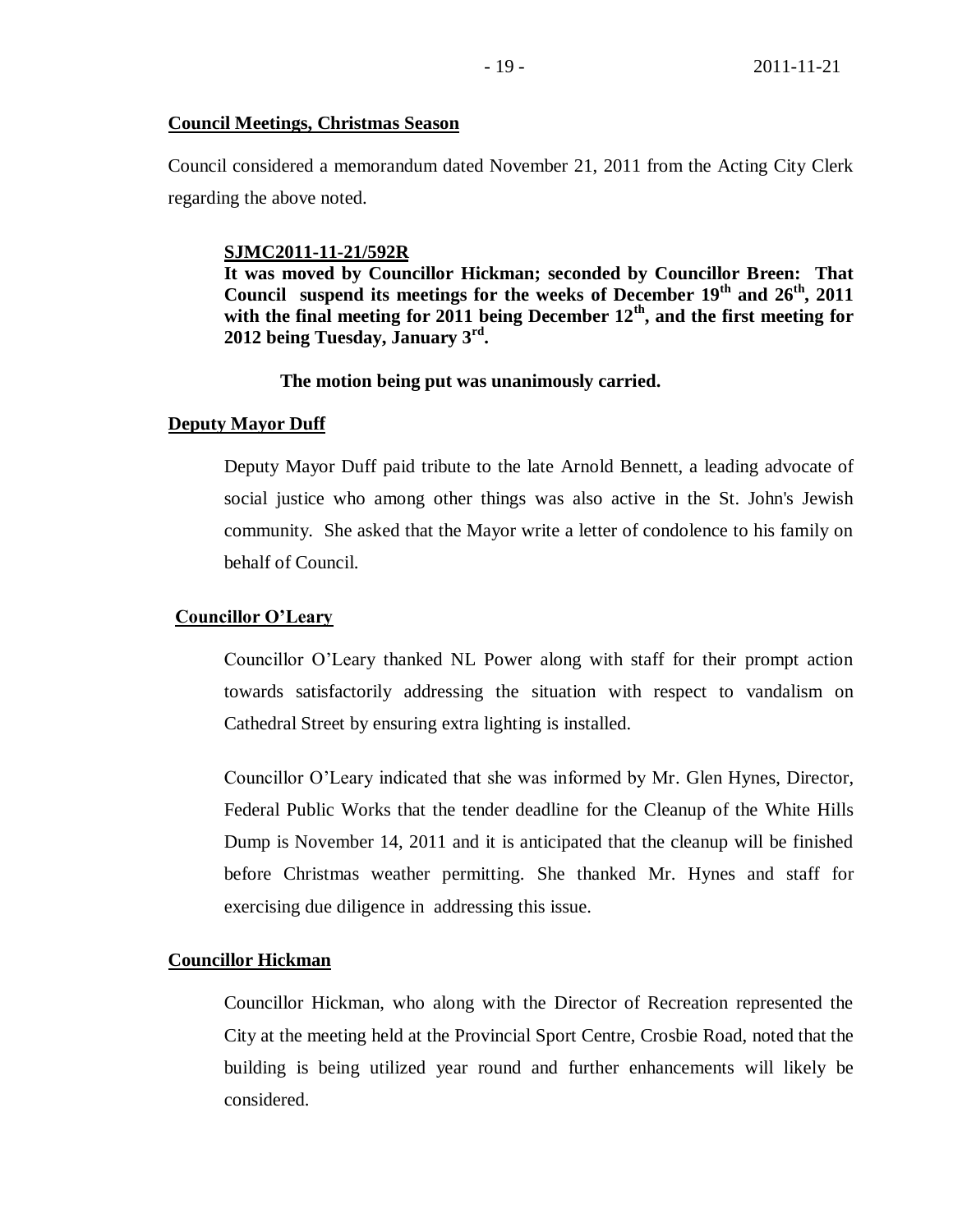**Council Meetings, Christmas Season**

Council considered a memorandum dated November 21, 2011 from the Acting City Clerk regarding the above noted.

**SJMC2011-11-21/592R**
**It was moved by Councillor Hickman; seconded by Councillor Breen: That Council suspend its meetings for the weeks of December 19th and 26th, 2011 with the final meeting for 2011 being December 12th, and the first meeting for 2012 being Tuesday, January 3rd.**

**The motion being put was unanimously carried.**

**Deputy Mayor Duff**

Deputy Mayor Duff paid tribute to the late Arnold Bennett, a leading advocate of social justice who among other things was also active in the St. John's Jewish community. She asked that the Mayor write a letter of condolence to his family on behalf of Council.

**Councillor O'Leary**

Councillor O'Leary thanked NL Power along with staff for their prompt action towards satisfactorily addressing the situation with respect to vandalism on Cathedral Street by ensuring extra lighting is installed.

Councillor O'Leary indicated that she was informed by Mr. Glen Hynes, Director, Federal Public Works that the tender deadline for the Cleanup of the White Hills Dump is November 14, 2011 and it is anticipated that the cleanup will be finished before Christmas weather permitting. She thanked Mr. Hynes and staff for exercising due diligence in addressing this issue.

**Councillor Hickman**

Councillor Hickman, who along with the Director of Recreation represented the City at the meeting held at the Provincial Sport Centre, Crosbie Road, noted that the building is being utilized year round and further enhancements will likely be considered.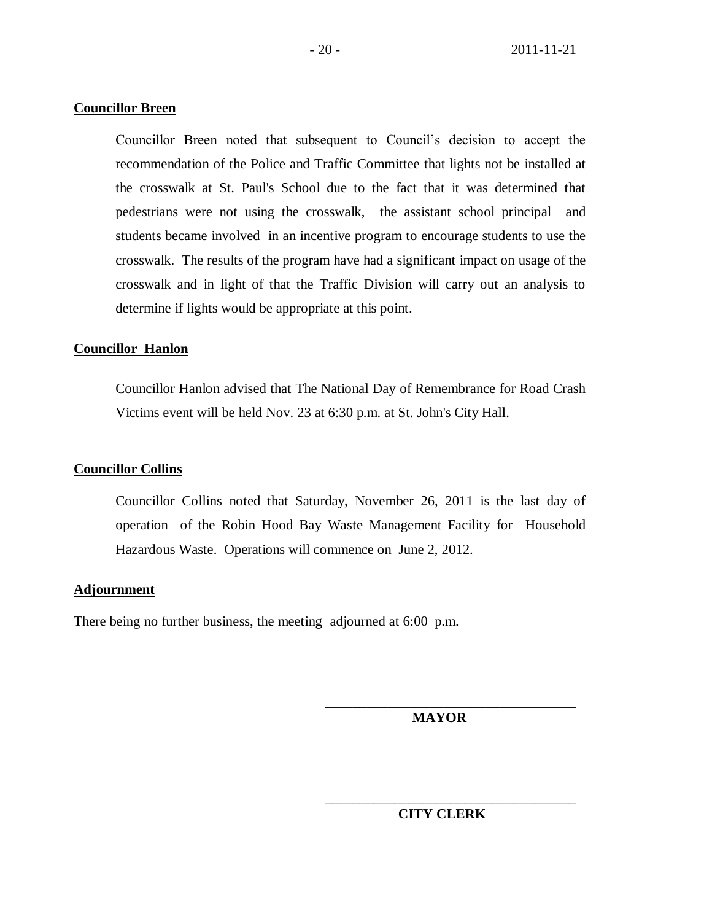**Councillor Breen**

Councillor Breen noted that subsequent to Council's decision to accept the recommendation of the Police and Traffic Committee that lights not be installed at the crosswalk at St. Paul's School due to the fact that it was determined that pedestrians were not using the crosswalk, the assistant school principal and students became involved in an incentive program to encourage students to use the crosswalk. The results of the program have had a significant impact on usage of the crosswalk and in light of that the Traffic Division will carry out an analysis to determine if lights would be appropriate at this point.

**Councillor Hanlon**

Councillor Hanlon advised that The National Day of Remembrance for Road Crash Victims event will be held Nov. 23 at 6:30 p.m. at St. John's City Hall.

**Councillor Collins**

Councillor Collins noted that Saturday, November 26, 2011 is the last day of operation of the Robin Hood Bay Waste Management Facility for Household Hazardous Waste. Operations will commence on June 2, 2012.

**Adjournment**

There being no further business, the meeting adjourned at 6:00 p.m.

\_\_\_\_\_\_\_\_\_\_\_\_\_\_\_\_\_\_\_\_\_\_\_\_\_\_\_\_\_\_\_\_\_\_\_\_

**MAYOR**

\_\_\_\_\_\_\_\_\_\_\_\_\_\_\_\_\_\_\_\_\_\_\_\_\_\_\_\_\_\_\_\_\_\_\_\_

**CITY CLERK**